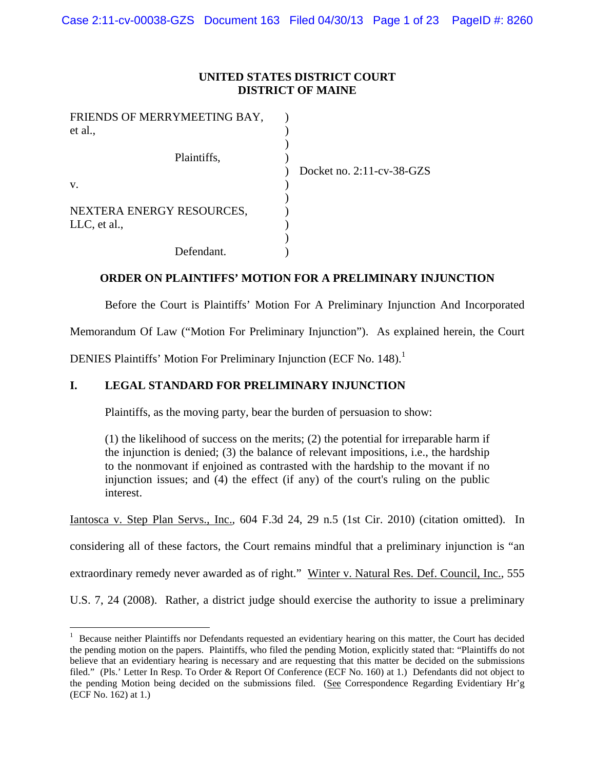# UNITED STATES DISTRICT COURT
# DISTRICT OF MAINE

FRIENDS OF MERRYMEETING BAY, et al.,

Plaintiffs,

v.

NEXTERA ENERGY RESOURCES, LLC, et al.,

Defendant.

Docket no. 2:11-cv-38-GZS

## ORDER ON PLAINTIFFS' MOTION FOR A PRELIMINARY INJUNCTION

Before the Court is Plaintiffs' Motion For A Preliminary Injunction And Incorporated Memorandum Of Law ("Motion For Preliminary Injunction"). As explained herein, the Court DENIES Plaintiffs' Motion For Preliminary Injunction (ECF No. 148).[1]

## I. LEGAL STANDARD FOR PRELIMINARY INJUNCTION

Plaintiffs, as the moving party, bear the burden of persuasion to show:

> (1) the likelihood of success on the merits; (2) the potential for irreparable harm if the injunction is denied; (3) the balance of relevant impositions, i.e., the hardship to the nonmovant if enjoined as contrasted with the hardship to the movant if no injunction issues; and (4) the effect (if any) of the court's ruling on the public interest.

Iantosca v. Step Plan Servs., Inc., 604 F.3d 24, 29 n.5 (1st Cir. 2010) (citation omitted). In considering all of these factors, the Court remains mindful that a preliminary injunction is "an extraordinary remedy never awarded as of right." Winter v. Natural Res. Def. Council, Inc., 555 U.S. 7, 24 (2008). Rather, a district judge should exercise the authority to issue a preliminary

---

[1] Because neither Plaintiffs nor Defendants requested an evidentiary hearing on this matter, the Court has decided the pending motion on the papers. Plaintiffs, who filed the pending Motion, explicitly stated that: "Plaintiffs do not believe that an evidentiary hearing is necessary and are requesting that this matter be decided on the submissions filed." (Pls.' Letter In Resp. To Order & Report Of Conference (ECF No. 160) at 1.) Defendants did not object to the pending Motion being decided on the submissions filed. (See Correspondence Regarding Evidentiary Hr'g (ECF No. 162) at 1.)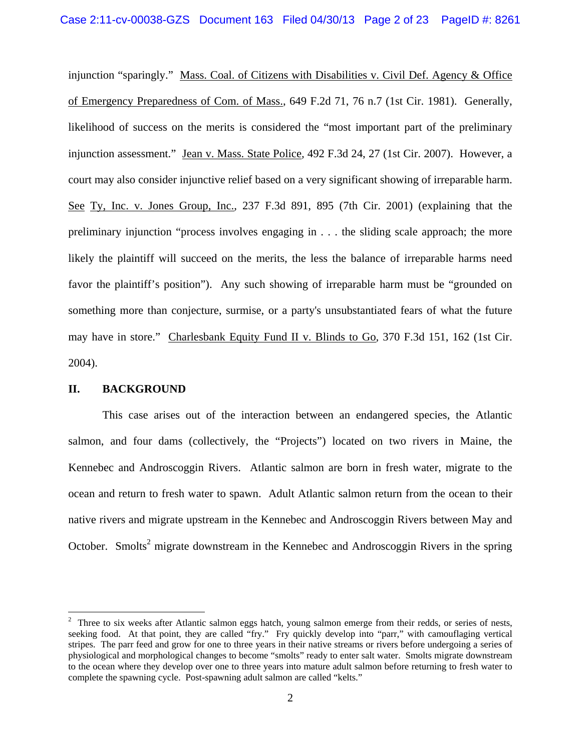injunction "sparingly." Mass. Coal. of Citizens with Disabilities v. Civil Def. Agency & Office of Emergency Preparedness of Com. of Mass., 649 F.2d 71, 76 n.7 (1st Cir. 1981). Generally, likelihood of success on the merits is considered the "most important part of the preliminary injunction assessment." Jean v. Mass. State Police, 492 F.3d 24, 27 (1st Cir. 2007). However, a court may also consider injunctive relief based on a very significant showing of irreparable harm. See Ty, Inc. v. Jones Group, Inc., 237 F.3d 891, 895 (7th Cir. 2001) (explaining that the preliminary injunction "process involves engaging in . . . the sliding scale approach; the more likely the plaintiff will succeed on the merits, the less the balance of irreparable harms need favor the plaintiff's position"). Any such showing of irreparable harm must be "grounded on something more than conjecture, surmise, or a party's unsubstantiated fears of what the future may have in store." Charlesbank Equity Fund II v. Blinds to Go, 370 F.3d 151, 162 (1st Cir. 2004).

## II. BACKGROUND

This case arises out of the interaction between an endangered species, the Atlantic salmon, and four dams (collectively, the "Projects") located on two rivers in Maine, the Kennebec and Androscoggin Rivers. Atlantic salmon are born in fresh water, migrate to the ocean and return to fresh water to spawn. Adult Atlantic salmon return from the ocean to their native rivers and migrate upstream in the Kennebec and Androscoggin Rivers between May and October. Smolts[2] migrate downstream in the Kennebec and Androscoggin Rivers in the spring

---

[2] Three to six weeks after Atlantic salmon eggs hatch, young salmon emerge from their redds, or series of nests, seeking food. At that point, they are called "fry." Fry quickly develop into "parr," with camouflaging vertical stripes. The parr feed and grow for one to three years in their native streams or rivers before undergoing a series of physiological and morphological changes to become "smolts" ready to enter salt water. Smolts migrate downstream to the ocean where they develop over one to three years into mature adult salmon before returning to fresh water to complete the spawning cycle. Post-spawning adult salmon are called "kelts."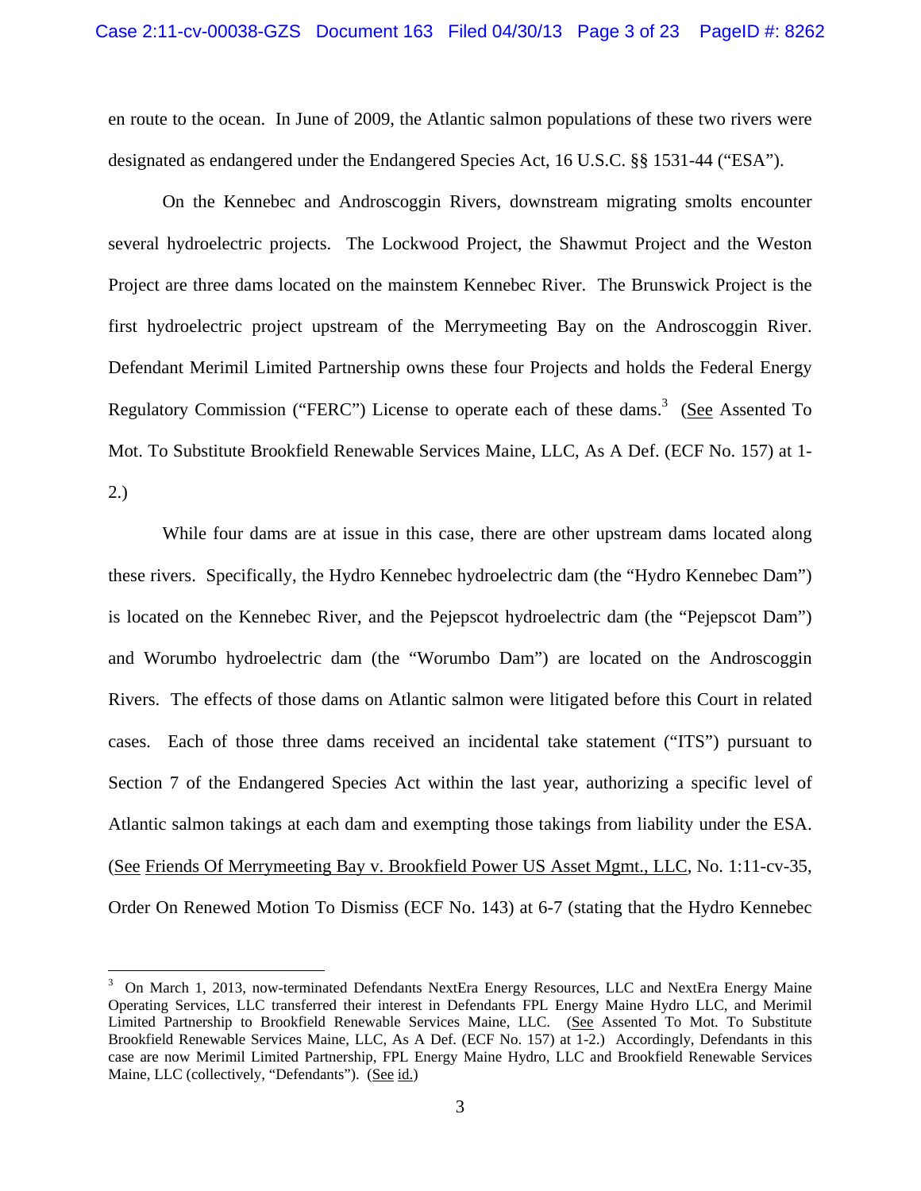en route to the ocean. In June of 2009, the Atlantic salmon populations of these two rivers were designated as endangered under the Endangered Species Act, 16 U.S.C. §§ 1531-44 ("ESA").

On the Kennebec and Androscoggin Rivers, downstream migrating smolts encounter several hydroelectric projects. The Lockwood Project, the Shawmut Project and the Weston Project are three dams located on the mainstem Kennebec River. The Brunswick Project is the first hydroelectric project upstream of the Merrymeeting Bay on the Androscoggin River. Defendant Merimil Limited Partnership owns these four Projects and holds the Federal Energy Regulatory Commission ("FERC") License to operate each of these dams.[3] (See Assented To Mot. To Substitute Brookfield Renewable Services Maine, LLC, As A Def. (ECF No. 157) at 1-2.)

While four dams are at issue in this case, there are other upstream dams located along these rivers. Specifically, the Hydro Kennebec hydroelectric dam (the "Hydro Kennebec Dam") is located on the Kennebec River, and the Pejepscot hydroelectric dam (the "Pejepscot Dam") and Worumbo hydroelectric dam (the "Worumbo Dam") are located on the Androscoggin Rivers. The effects of those dams on Atlantic salmon were litigated before this Court in related cases. Each of those three dams received an incidental take statement ("ITS") pursuant to Section 7 of the Endangered Species Act within the last year, authorizing a specific level of Atlantic salmon takings at each dam and exempting those takings from liability under the ESA. (See Friends Of Merrymeeting Bay v. Brookfield Power US Asset Mgmt., LLC, No. 1:11-cv-35, Order On Renewed Motion To Dismiss (ECF No. 143) at 6-7 (stating that the Hydro Kennebec

---

[3] On March 1, 2013, now-terminated Defendants NextEra Energy Resources, LLC and NextEra Energy Maine Operating Services, LLC transferred their interest in Defendants FPL Energy Maine Hydro LLC, and Merimil Limited Partnership to Brookfield Renewable Services Maine, LLC. (See Assented To Mot. To Substitute Brookfield Renewable Services Maine, LLC, As A Def. (ECF No. 157) at 1-2.) Accordingly, Defendants in this case are now Merimil Limited Partnership, FPL Energy Maine Hydro, LLC and Brookfield Renewable Services Maine, LLC (collectively, "Defendants"). (See id.)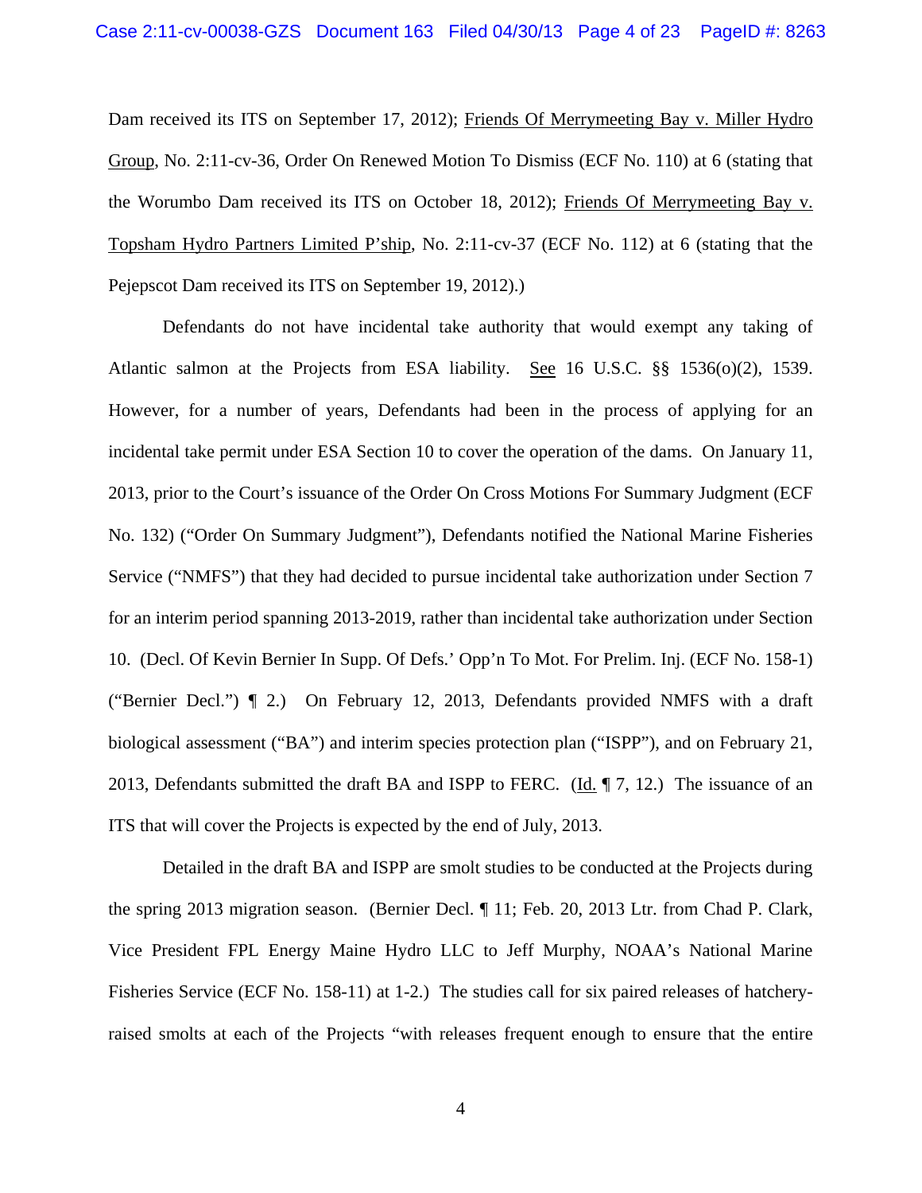Dam received its ITS on September 17, 2012); Friends Of Merrymeeting Bay v. Miller Hydro Group, No. 2:11-cv-36, Order On Renewed Motion To Dismiss (ECF No. 110) at 6 (stating that the Worumbo Dam received its ITS on October 18, 2012); Friends Of Merrymeeting Bay v. Topsham Hydro Partners Limited P'ship, No. 2:11-cv-37 (ECF No. 112) at 6 (stating that the Pejepscot Dam received its ITS on September 19, 2012).)

Defendants do not have incidental take authority that would exempt any taking of Atlantic salmon at the Projects from ESA liability. See 16 U.S.C. §§ 1536(o)(2), 1539. However, for a number of years, Defendants had been in the process of applying for an incidental take permit under ESA Section 10 to cover the operation of the dams. On January 11, 2013, prior to the Court's issuance of the Order On Cross Motions For Summary Judgment (ECF No. 132) ("Order On Summary Judgment"), Defendants notified the National Marine Fisheries Service ("NMFS") that they had decided to pursue incidental take authorization under Section 7 for an interim period spanning 2013-2019, rather than incidental take authorization under Section 10. (Decl. Of Kevin Bernier In Supp. Of Defs.' Opp'n To Mot. For Prelim. Inj. (ECF No. 158-1) ("Bernier Decl.") ¶ 2.) On February 12, 2013, Defendants provided NMFS with a draft biological assessment ("BA") and interim species protection plan ("ISPP"), and on February 21, 2013, Defendants submitted the draft BA and ISPP to FERC. (Id. ¶ 7, 12.) The issuance of an ITS that will cover the Projects is expected by the end of July, 2013.

Detailed in the draft BA and ISPP are smolt studies to be conducted at the Projects during the spring 2013 migration season. (Bernier Decl. ¶ 11; Feb. 20, 2013 Ltr. from Chad P. Clark, Vice President FPL Energy Maine Hydro LLC to Jeff Murphy, NOAA's National Marine Fisheries Service (ECF No. 158-11) at 1-2.) The studies call for six paired releases of hatchery-raised smolts at each of the Projects "with releases frequent enough to ensure that the entire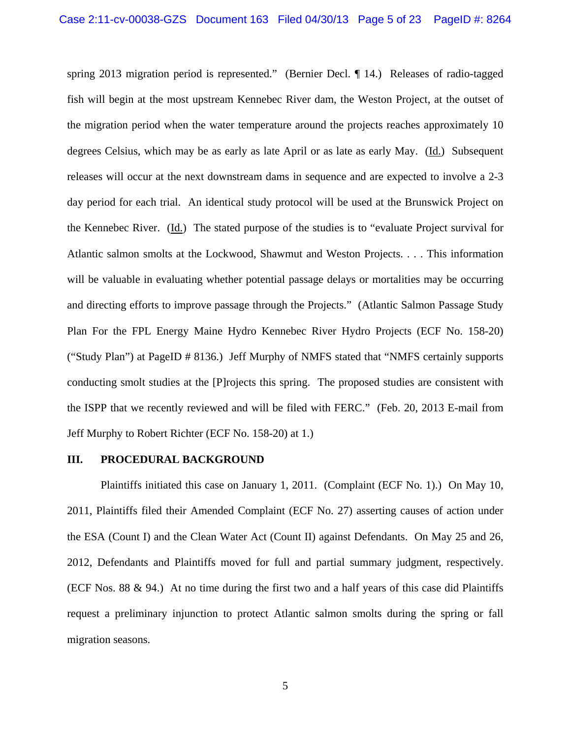spring 2013 migration period is represented." (Bernier Decl. ¶ 14.) Releases of radio-tagged fish will begin at the most upstream Kennebec River dam, the Weston Project, at the outset of the migration period when the water temperature around the projects reaches approximately 10 degrees Celsius, which may be as early as late April or as late as early May. (Id.) Subsequent releases will occur at the next downstream dams in sequence and are expected to involve a 2-3 day period for each trial. An identical study protocol will be used at the Brunswick Project on the Kennebec River. (Id.) The stated purpose of the studies is to "evaluate Project survival for Atlantic salmon smolts at the Lockwood, Shawmut and Weston Projects. . . . This information will be valuable in evaluating whether potential passage delays or mortalities may be occurring and directing efforts to improve passage through the Projects." (Atlantic Salmon Passage Study Plan For the FPL Energy Maine Hydro Kennebec River Hydro Projects (ECF No. 158-20) ("Study Plan") at PageID # 8136.) Jeff Murphy of NMFS stated that "NMFS certainly supports conducting smolt studies at the [P]rojects this spring. The proposed studies are consistent with the ISPP that we recently reviewed and will be filed with FERC." (Feb. 20, 2013 E-mail from Jeff Murphy to Robert Richter (ECF No. 158-20) at 1.)

## III. PROCEDURAL BACKGROUND

Plaintiffs initiated this case on January 1, 2011. (Complaint (ECF No. 1).) On May 10, 2011, Plaintiffs filed their Amended Complaint (ECF No. 27) asserting causes of action under the ESA (Count I) and the Clean Water Act (Count II) against Defendants. On May 25 and 26, 2012, Defendants and Plaintiffs moved for full and partial summary judgment, respectively. (ECF Nos. 88 & 94.) At no time during the first two and a half years of this case did Plaintiffs request a preliminary injunction to protect Atlantic salmon smolts during the spring or fall migration seasons.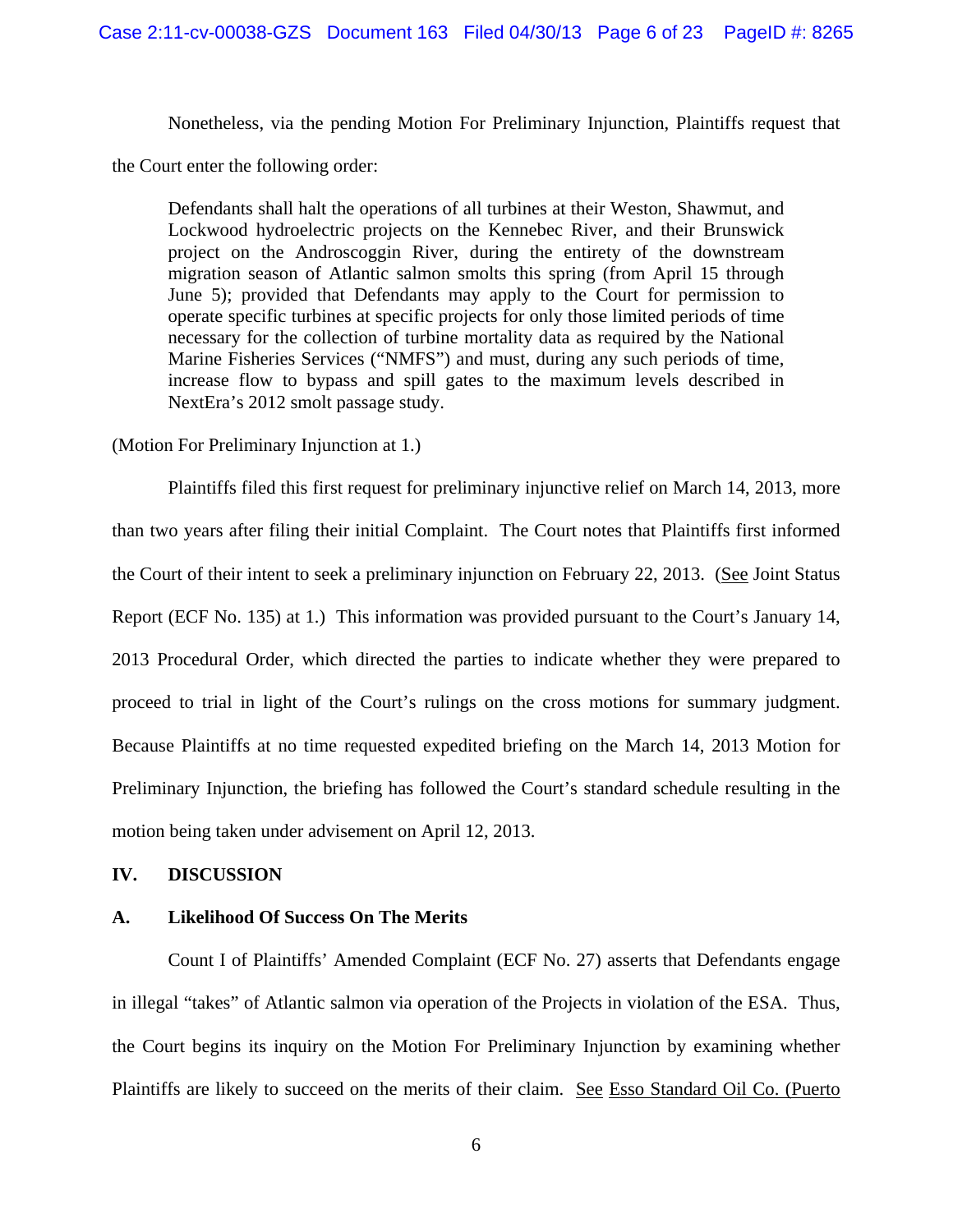Nonetheless, via the pending Motion For Preliminary Injunction, Plaintiffs request that the Court enter the following order:

> Defendants shall halt the operations of all turbines at their Weston, Shawmut, and Lockwood hydroelectric projects on the Kennebec River, and their Brunswick project on the Androscoggin River, during the entirety of the downstream migration season of Atlantic salmon smolts this spring (from April 15 through June 5); provided that Defendants may apply to the Court for permission to operate specific turbines at specific projects for only those limited periods of time necessary for the collection of turbine mortality data as required by the National Marine Fisheries Services ("NMFS") and must, during any such periods of time, increase flow to bypass and spill gates to the maximum levels described in NextEra's 2012 smolt passage study.

(Motion For Preliminary Injunction at 1.)

Plaintiffs filed this first request for preliminary injunctive relief on March 14, 2013, more than two years after filing their initial Complaint. The Court notes that Plaintiffs first informed the Court of their intent to seek a preliminary injunction on February 22, 2013. (See Joint Status Report (ECF No. 135) at 1.) This information was provided pursuant to the Court's January 14, 2013 Procedural Order, which directed the parties to indicate whether they were prepared to proceed to trial in light of the Court's rulings on the cross motions for summary judgment. Because Plaintiffs at no time requested expedited briefing on the March 14, 2013 Motion for Preliminary Injunction, the briefing has followed the Court's standard schedule resulting in the motion being taken under advisement on April 12, 2013.

## IV. DISCUSSION

### A. Likelihood Of Success On The Merits

Count I of Plaintiffs' Amended Complaint (ECF No. 27) asserts that Defendants engage in illegal "takes" of Atlantic salmon via operation of the Projects in violation of the ESA. Thus, the Court begins its inquiry on the Motion For Preliminary Injunction by examining whether Plaintiffs are likely to succeed on the merits of their claim. See Esso Standard Oil Co. (Puerto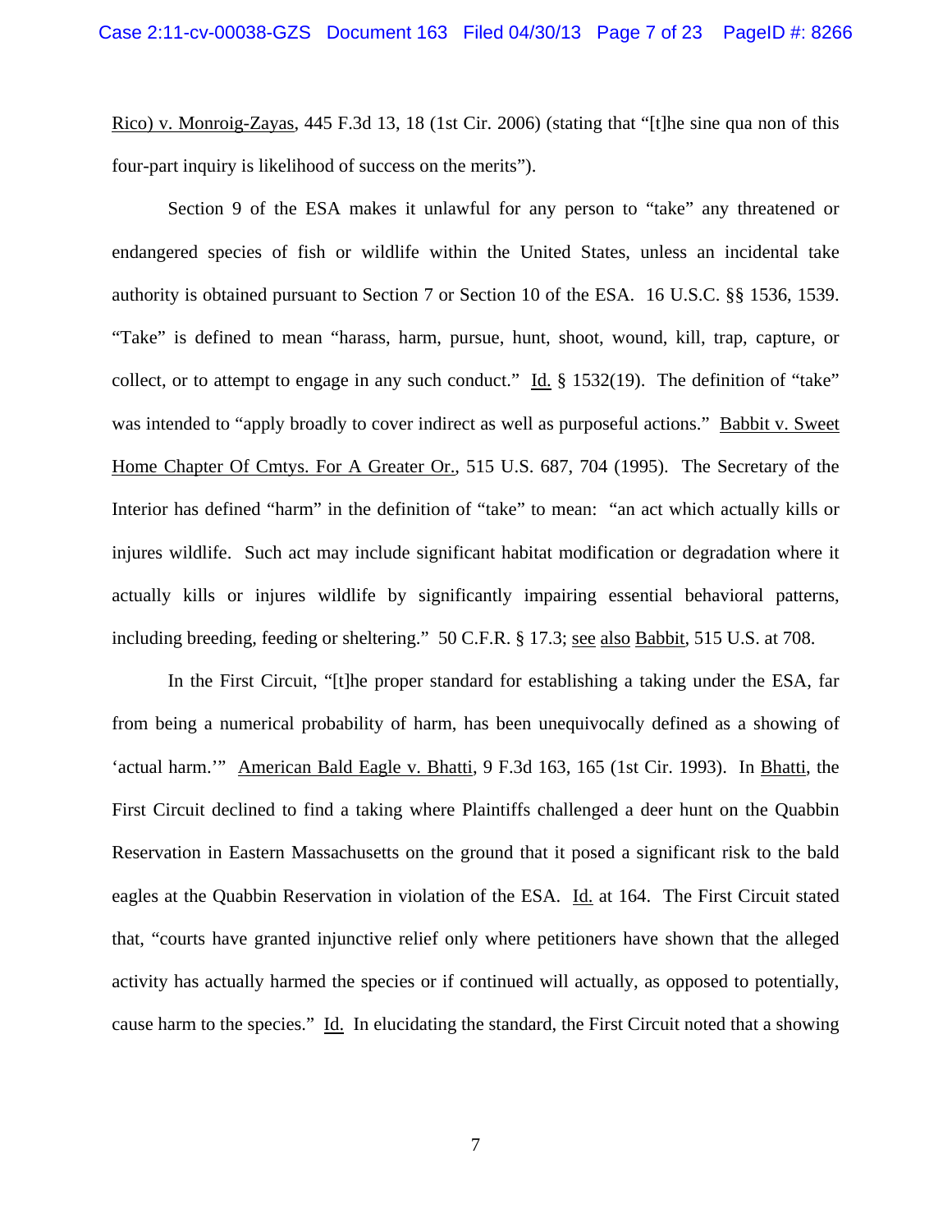Rico) v. Monroig-Zayas, 445 F.3d 13, 18 (1st Cir. 2006) (stating that "[t]he sine qua non of this four-part inquiry is likelihood of success on the merits").

Section 9 of the ESA makes it unlawful for any person to "take" any threatened or endangered species of fish or wildlife within the United States, unless an incidental take authority is obtained pursuant to Section 7 or Section 10 of the ESA. 16 U.S.C. §§ 1536, 1539. "Take" is defined to mean "harass, harm, pursue, hunt, shoot, wound, kill, trap, capture, or collect, or to attempt to engage in any such conduct." Id. § 1532(19). The definition of "take" was intended to "apply broadly to cover indirect as well as purposeful actions." Babbit v. Sweet Home Chapter Of Cmtys. For A Greater Or., 515 U.S. 687, 704 (1995). The Secretary of the Interior has defined "harm" in the definition of "take" to mean: "an act which actually kills or injures wildlife. Such act may include significant habitat modification or degradation where it actually kills or injures wildlife by significantly impairing essential behavioral patterns, including breeding, feeding or sheltering." 50 C.F.R. § 17.3; see also Babbit, 515 U.S. at 708.

In the First Circuit, "[t]he proper standard for establishing a taking under the ESA, far from being a numerical probability of harm, has been unequivocally defined as a showing of 'actual harm.'" American Bald Eagle v. Bhatti, 9 F.3d 163, 165 (1st Cir. 1993). In Bhatti, the First Circuit declined to find a taking where Plaintiffs challenged a deer hunt on the Quabbin Reservation in Eastern Massachusetts on the ground that it posed a significant risk to the bald eagles at the Quabbin Reservation in violation of the ESA. Id. at 164. The First Circuit stated that, "courts have granted injunctive relief only where petitioners have shown that the alleged activity has actually harmed the species or if continued will actually, as opposed to potentially, cause harm to the species." Id. In elucidating the standard, the First Circuit noted that a showing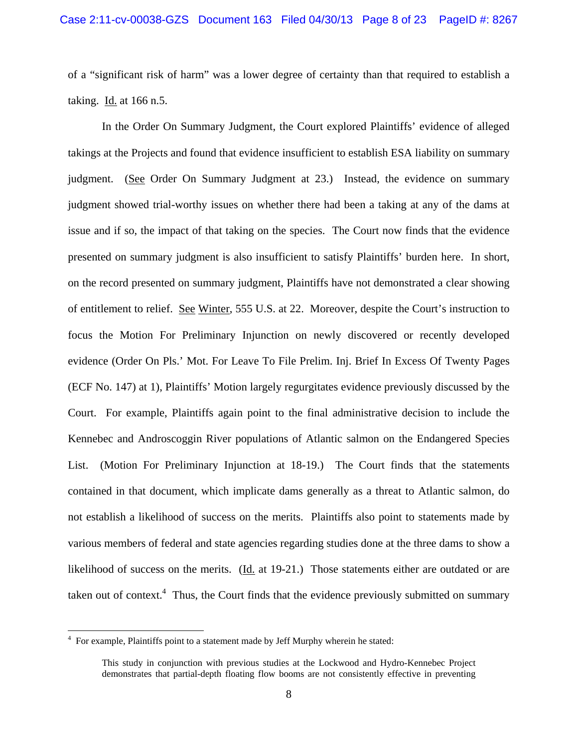of a "significant risk of harm" was a lower degree of certainty than that required to establish a taking. Id. at 166 n.5.

In the Order On Summary Judgment, the Court explored Plaintiffs' evidence of alleged takings at the Projects and found that evidence insufficient to establish ESA liability on summary judgment. (See Order On Summary Judgment at 23.) Instead, the evidence on summary judgment showed trial-worthy issues on whether there had been a taking at any of the dams at issue and if so, the impact of that taking on the species. The Court now finds that the evidence presented on summary judgment is also insufficient to satisfy Plaintiffs' burden here. In short, on the record presented on summary judgment, Plaintiffs have not demonstrated a clear showing of entitlement to relief. See Winter, 555 U.S. at 22. Moreover, despite the Court's instruction to focus the Motion For Preliminary Injunction on newly discovered or recently developed evidence (Order On Pls.' Mot. For Leave To File Prelim. Inj. Brief In Excess Of Twenty Pages (ECF No. 147) at 1), Plaintiffs' Motion largely regurgitates evidence previously discussed by the Court. For example, Plaintiffs again point to the final administrative decision to include the Kennebec and Androscoggin River populations of Atlantic salmon on the Endangered Species List. (Motion For Preliminary Injunction at 18-19.) The Court finds that the statements contained in that document, which implicate dams generally as a threat to Atlantic salmon, do not establish a likelihood of success on the merits. Plaintiffs also point to statements made by various members of federal and state agencies regarding studies done at the three dams to show a likelihood of success on the merits. (Id. at 19-21.) Those statements either are outdated or are taken out of context.[4] Thus, the Court finds that the evidence previously submitted on summary

---

[4] For example, Plaintiffs point to a statement made by Jeff Murphy wherein he stated:

> This study in conjunction with previous studies at the Lockwood and Hydro-Kennebec Project demonstrates that partial-depth floating flow booms are not consistently effective in preventing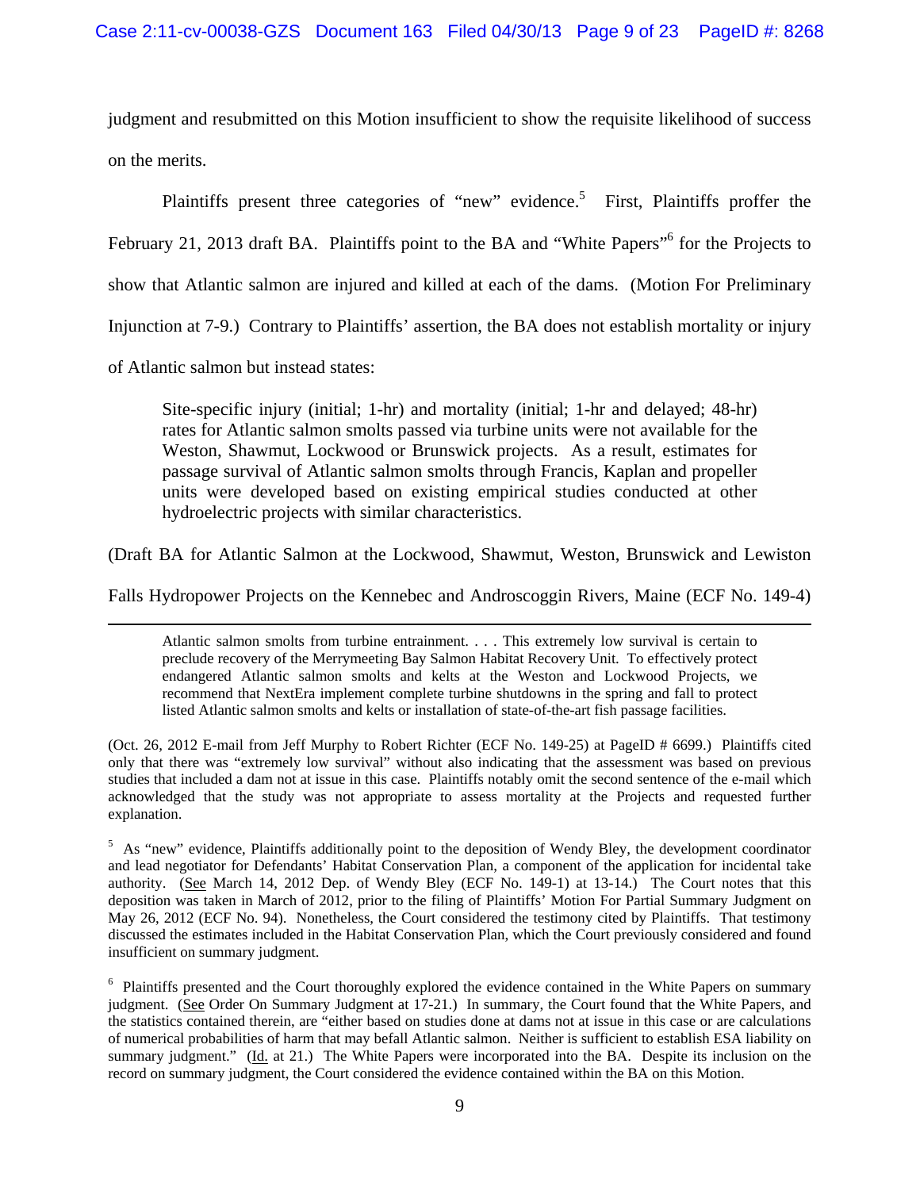judgment and resubmitted on this Motion insufficient to show the requisite likelihood of success on the merits.

Plaintiffs present three categories of "new" evidence.[5] First, Plaintiffs proffer the February 21, 2013 draft BA. Plaintiffs point to the BA and "White Papers"[6] for the Projects to show that Atlantic salmon are injured and killed at each of the dams. (Motion For Preliminary Injunction at 7-9.) Contrary to Plaintiffs' assertion, the BA does not establish mortality or injury of Atlantic salmon but instead states:

> Site-specific injury (initial; 1-hr) and mortality (initial; 1-hr and delayed; 48-hr) rates for Atlantic salmon smolts passed via turbine units were not available for the Weston, Shawmut, Lockwood or Brunswick projects. As a result, estimates for passage survival of Atlantic salmon smolts through Francis, Kaplan and propeller units were developed based on existing empirical studies conducted at other hydroelectric projects with similar characteristics.

(Draft BA for Atlantic Salmon at the Lockwood, Shawmut, Weston, Brunswick and Lewiston Falls Hydropower Projects on the Kennebec and Androscoggin Rivers, Maine (ECF No. 149-4)

---

> Atlantic salmon smolts from turbine entrainment. . . . This extremely low survival is certain to preclude recovery of the Merrymeeting Bay Salmon Habitat Recovery Unit. To effectively protect endangered Atlantic salmon smolts and kelts at the Weston and Lockwood Projects, we recommend that NextEra implement complete turbine shutdowns in the spring and fall to protect listed Atlantic salmon smolts and kelts or installation of state-of-the-art fish passage facilities.

(Oct. 26, 2012 E-mail from Jeff Murphy to Robert Richter (ECF No. 149-25) at PageID # 6699.) Plaintiffs cited only that there was "extremely low survival" without also indicating that the assessment was based on previous studies that included a dam not at issue in this case. Plaintiffs notably omit the second sentence of the e-mail which acknowledged that the study was not appropriate to assess mortality at the Projects and requested further explanation.

[5] As "new" evidence, Plaintiffs additionally point to the deposition of Wendy Bley, the development coordinator and lead negotiator for Defendants' Habitat Conservation Plan, a component of the application for incidental take authority. (See March 14, 2012 Dep. of Wendy Bley (ECF No. 149-1) at 13-14.) The Court notes that this deposition was taken in March of 2012, prior to the filing of Plaintiffs' Motion For Partial Summary Judgment on May 26, 2012 (ECF No. 94). Nonetheless, the Court considered the testimony cited by Plaintiffs. That testimony discussed the estimates included in the Habitat Conservation Plan, which the Court previously considered and found insufficient on summary judgment.

[6] Plaintiffs presented and the Court thoroughly explored the evidence contained in the White Papers on summary judgment. (See Order On Summary Judgment at 17-21.) In summary, the Court found that the White Papers, and the statistics contained therein, are "either based on studies done at dams not at issue in this case or are calculations of numerical probabilities of harm that may befall Atlantic salmon. Neither is sufficient to establish ESA liability on summary judgment." (Id. at 21.) The White Papers were incorporated into the BA. Despite its inclusion on the record on summary judgment, the Court considered the evidence contained within the BA on this Motion.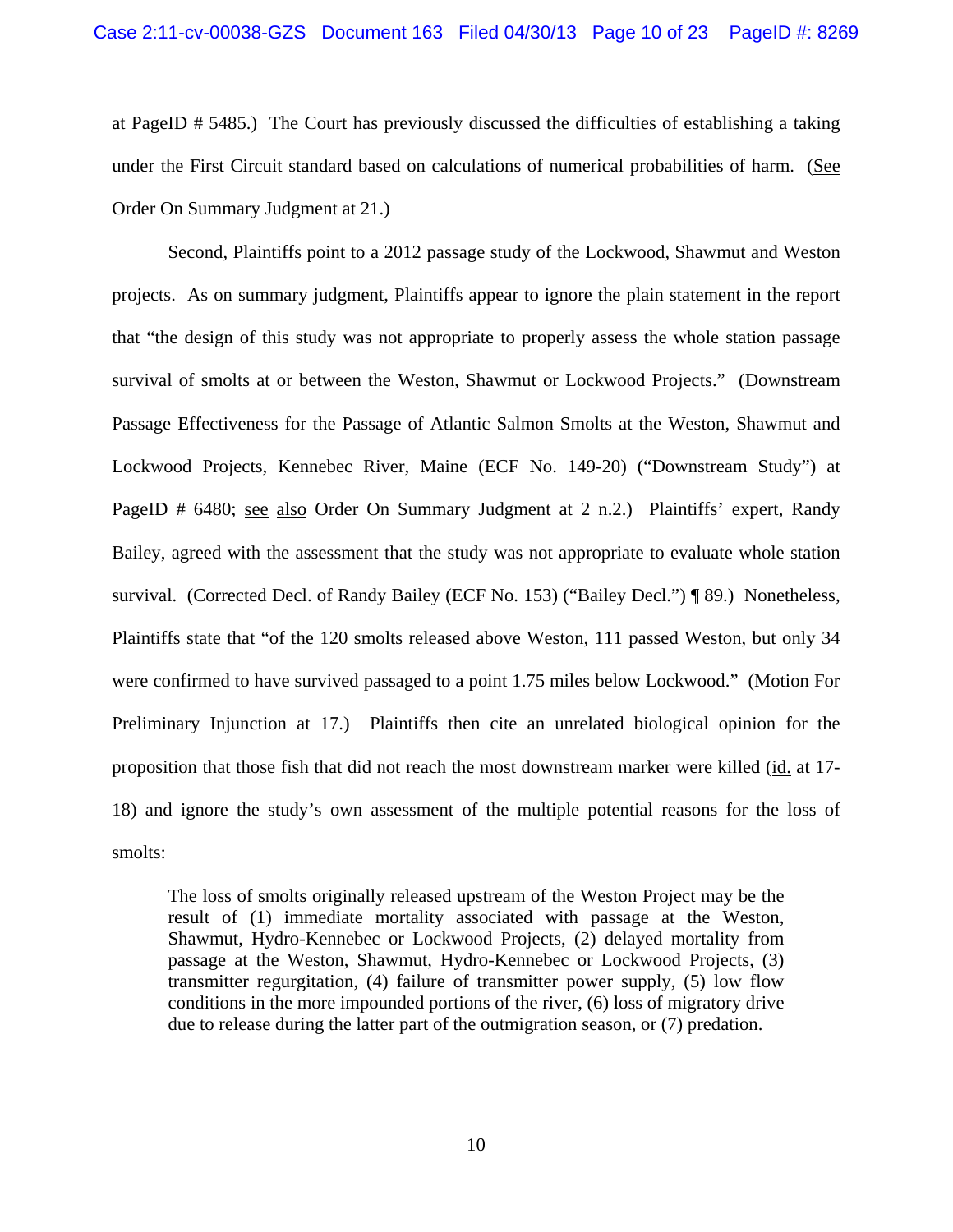at PageID # 5485.) The Court has previously discussed the difficulties of establishing a taking under the First Circuit standard based on calculations of numerical probabilities of harm. (See Order On Summary Judgment at 21.)

Second, Plaintiffs point to a 2012 passage study of the Lockwood, Shawmut and Weston projects. As on summary judgment, Plaintiffs appear to ignore the plain statement in the report that "the design of this study was not appropriate to properly assess the whole station passage survival of smolts at or between the Weston, Shawmut or Lockwood Projects." (Downstream Passage Effectiveness for the Passage of Atlantic Salmon Smolts at the Weston, Shawmut and Lockwood Projects, Kennebec River, Maine (ECF No. 149-20) ("Downstream Study") at PageID # 6480; see also Order On Summary Judgment at 2 n.2.) Plaintiffs' expert, Randy Bailey, agreed with the assessment that the study was not appropriate to evaluate whole station survival. (Corrected Decl. of Randy Bailey (ECF No. 153) ("Bailey Decl.") ¶ 89.) Nonetheless, Plaintiffs state that "of the 120 smolts released above Weston, 111 passed Weston, but only 34 were confirmed to have survived passaged to a point 1.75 miles below Lockwood." (Motion For Preliminary Injunction at 17.) Plaintiffs then cite an unrelated biological opinion for the proposition that those fish that did not reach the most downstream marker were killed (id. at 17-18) and ignore the study's own assessment of the multiple potential reasons for the loss of smolts:

> The loss of smolts originally released upstream of the Weston Project may be the result of (1) immediate mortality associated with passage at the Weston, Shawmut, Hydro-Kennebec or Lockwood Projects, (2) delayed mortality from passage at the Weston, Shawmut, Hydro-Kennebec or Lockwood Projects, (3) transmitter regurgitation, (4) failure of transmitter power supply, (5) low flow conditions in the more impounded portions of the river, (6) loss of migratory drive due to release during the latter part of the outmigration season, or (7) predation.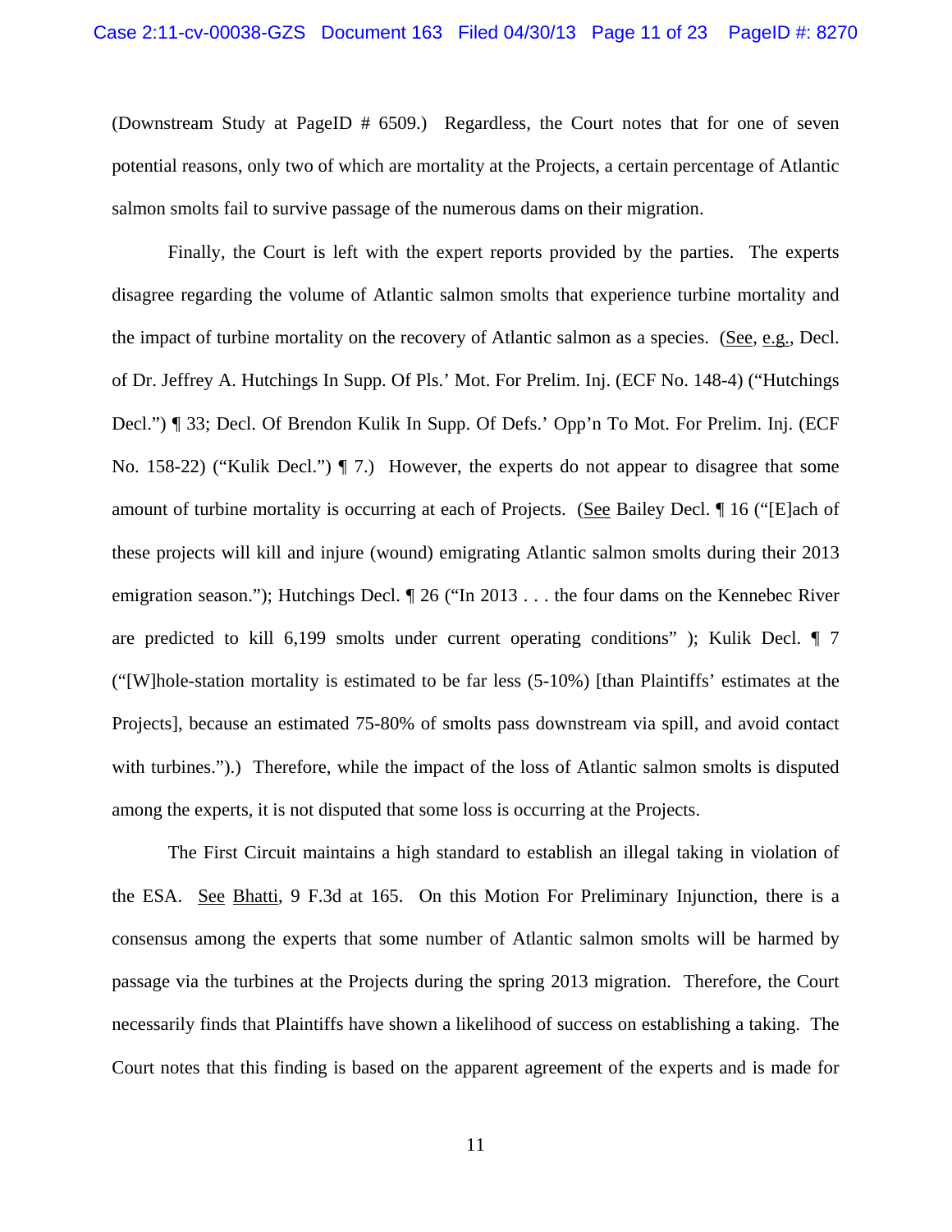(Downstream Study at PageID # 6509.) Regardless, the Court notes that for one of seven potential reasons, only two of which are mortality at the Projects, a certain percentage of Atlantic salmon smolts fail to survive passage of the numerous dams on their migration.

Finally, the Court is left with the expert reports provided by the parties. The experts disagree regarding the volume of Atlantic salmon smolts that experience turbine mortality and the impact of turbine mortality on the recovery of Atlantic salmon as a species. (See, e.g., Decl. of Dr. Jeffrey A. Hutchings In Supp. Of Pls.' Mot. For Prelim. Inj. (ECF No. 148-4) ("Hutchings Decl.") ¶ 33; Decl. Of Brendon Kulik In Supp. Of Defs.' Opp'n To Mot. For Prelim. Inj. (ECF No. 158-22) ("Kulik Decl.") ¶ 7.) However, the experts do not appear to disagree that some amount of turbine mortality is occurring at each of Projects. (See Bailey Decl. ¶ 16 ("[E]ach of these projects will kill and injure (wound) emigrating Atlantic salmon smolts during their 2013 emigration season."); Hutchings Decl. ¶ 26 ("In 2013 . . . the four dams on the Kennebec River are predicted to kill 6,199 smolts under current operating conditions" ); Kulik Decl. ¶ 7 ("[W]hole-station mortality is estimated to be far less (5-10%) [than Plaintiffs' estimates at the Projects], because an estimated 75-80% of smolts pass downstream via spill, and avoid contact with turbines.").) Therefore, while the impact of the loss of Atlantic salmon smolts is disputed among the experts, it is not disputed that some loss is occurring at the Projects.

The First Circuit maintains a high standard to establish an illegal taking in violation of the ESA. See Bhatti, 9 F.3d at 165. On this Motion For Preliminary Injunction, there is a consensus among the experts that some number of Atlantic salmon smolts will be harmed by passage via the turbines at the Projects during the spring 2013 migration. Therefore, the Court necessarily finds that Plaintiffs have shown a likelihood of success on establishing a taking. The Court notes that this finding is based on the apparent agreement of the experts and is made for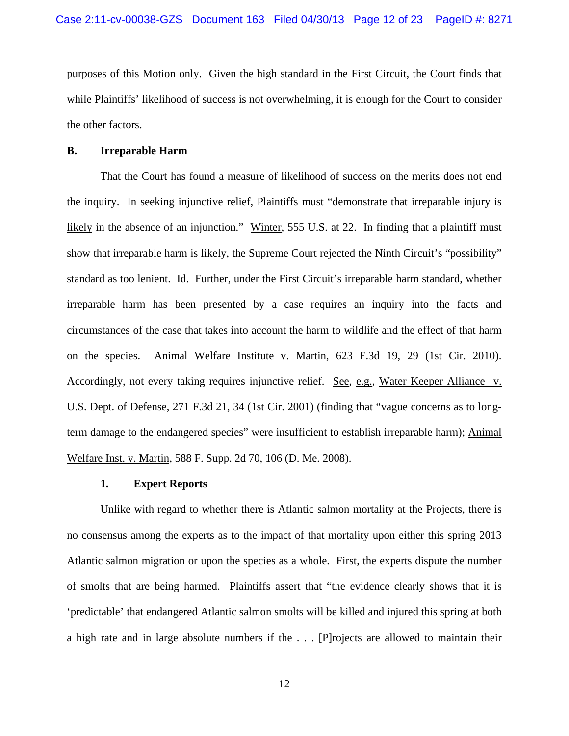purposes of this Motion only. Given the high standard in the First Circuit, the Court finds that while Plaintiffs' likelihood of success is not overwhelming, it is enough for the Court to consider the other factors.

**B. Irreparable Harm**

That the Court has found a measure of likelihood of success on the merits does not end the inquiry. In seeking injunctive relief, Plaintiffs must "demonstrate that irreparable injury is likely in the absence of an injunction." Winter, 555 U.S. at 22. In finding that a plaintiff must show that irreparable harm is likely, the Supreme Court rejected the Ninth Circuit's "possibility" standard as too lenient. Id. Further, under the First Circuit's irreparable harm standard, whether irreparable harm has been presented by a case requires an inquiry into the facts and circumstances of the case that takes into account the harm to wildlife and the effect of that harm on the species. Animal Welfare Institute v. Martin, 623 F.3d 19, 29 (1st Cir. 2010). Accordingly, not every taking requires injunctive relief. See, e.g., Water Keeper Alliance v. U.S. Dept. of Defense, 271 F.3d 21, 34 (1st Cir. 2001) (finding that "vague concerns as to long-term damage to the endangered species" were insufficient to establish irreparable harm); Animal Welfare Inst. v. Martin, 588 F. Supp. 2d 70, 106 (D. Me. 2008).

**1. Expert Reports**

Unlike with regard to whether there is Atlantic salmon mortality at the Projects, there is no consensus among the experts as to the impact of that mortality upon either this spring 2013 Atlantic salmon migration or upon the species as a whole. First, the experts dispute the number of smolts that are being harmed. Plaintiffs assert that "the evidence clearly shows that it is 'predictable' that endangered Atlantic salmon smolts will be killed and injured this spring at both a high rate and in large absolute numbers if the . . . [P]rojects are allowed to maintain their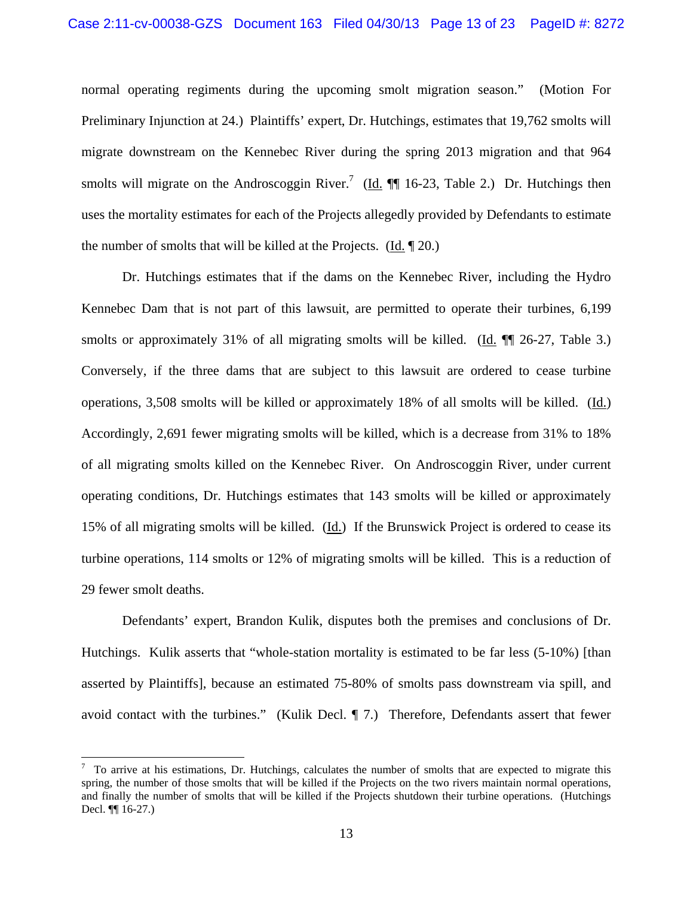normal operating regiments during the upcoming smolt migration season." (Motion For Preliminary Injunction at 24.) Plaintiffs' expert, Dr. Hutchings, estimates that 19,762 smolts will migrate downstream on the Kennebec River during the spring 2013 migration and that 964 smolts will migrate on the Androscoggin River.[7] (Id. ¶¶ 16-23, Table 2.) Dr. Hutchings then uses the mortality estimates for each of the Projects allegedly provided by Defendants to estimate the number of smolts that will be killed at the Projects. (Id. ¶ 20.)

Dr. Hutchings estimates that if the dams on the Kennebec River, including the Hydro Kennebec Dam that is not part of this lawsuit, are permitted to operate their turbines, 6,199 smolts or approximately 31% of all migrating smolts will be killed. (Id. ¶¶ 26-27, Table 3.) Conversely, if the three dams that are subject to this lawsuit are ordered to cease turbine operations, 3,508 smolts will be killed or approximately 18% of all smolts will be killed. (Id.) Accordingly, 2,691 fewer migrating smolts will be killed, which is a decrease from 31% to 18% of all migrating smolts killed on the Kennebec River. On Androscoggin River, under current operating conditions, Dr. Hutchings estimates that 143 smolts will be killed or approximately 15% of all migrating smolts will be killed. (Id.) If the Brunswick Project is ordered to cease its turbine operations, 114 smolts or 12% of migrating smolts will be killed. This is a reduction of 29 fewer smolt deaths.

Defendants' expert, Brandon Kulik, disputes both the premises and conclusions of Dr. Hutchings. Kulik asserts that "whole-station mortality is estimated to be far less (5-10%) [than asserted by Plaintiffs], because an estimated 75-80% of smolts pass downstream via spill, and avoid contact with the turbines." (Kulik Decl. ¶ 7.) Therefore, Defendants assert that fewer

[7] To arrive at his estimations, Dr. Hutchings, calculates the number of smolts that are expected to migrate this spring, the number of those smolts that will be killed if the Projects on the two rivers maintain normal operations, and finally the number of smolts that will be killed if the Projects shutdown their turbine operations. (Hutchings Decl. ¶¶ 16-27.)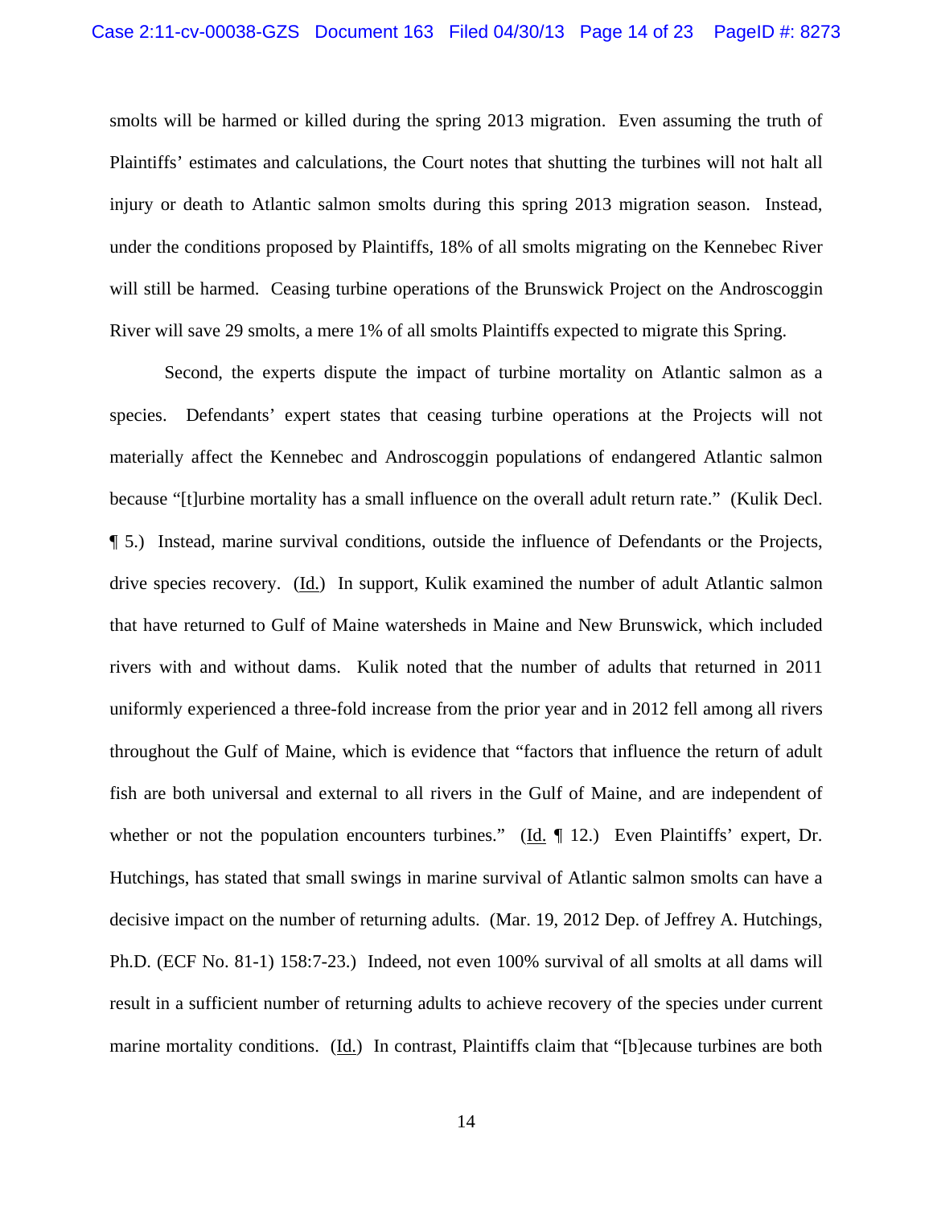smolts will be harmed or killed during the spring 2013 migration. Even assuming the truth of Plaintiffs' estimates and calculations, the Court notes that shutting the turbines will not halt all injury or death to Atlantic salmon smolts during this spring 2013 migration season. Instead, under the conditions proposed by Plaintiffs, 18% of all smolts migrating on the Kennebec River will still be harmed. Ceasing turbine operations of the Brunswick Project on the Androscoggin River will save 29 smolts, a mere 1% of all smolts Plaintiffs expected to migrate this Spring.

Second, the experts dispute the impact of turbine mortality on Atlantic salmon as a species. Defendants' expert states that ceasing turbine operations at the Projects will not materially affect the Kennebec and Androscoggin populations of endangered Atlantic salmon because "[t]urbine mortality has a small influence on the overall adult return rate." (Kulik Decl. ¶ 5.) Instead, marine survival conditions, outside the influence of Defendants or the Projects, drive species recovery. (Id.) In support, Kulik examined the number of adult Atlantic salmon that have returned to Gulf of Maine watersheds in Maine and New Brunswick, which included rivers with and without dams. Kulik noted that the number of adults that returned in 2011 uniformly experienced a three-fold increase from the prior year and in 2012 fell among all rivers throughout the Gulf of Maine, which is evidence that "factors that influence the return of adult fish are both universal and external to all rivers in the Gulf of Maine, and are independent of whether or not the population encounters turbines." (Id. ¶ 12.) Even Plaintiffs' expert, Dr. Hutchings, has stated that small swings in marine survival of Atlantic salmon smolts can have a decisive impact on the number of returning adults. (Mar. 19, 2012 Dep. of Jeffrey A. Hutchings, Ph.D. (ECF No. 81-1) 158:7-23.) Indeed, not even 100% survival of all smolts at all dams will result in a sufficient number of returning adults to achieve recovery of the species under current marine mortality conditions. (Id.) In contrast, Plaintiffs claim that "[b]ecause turbines are both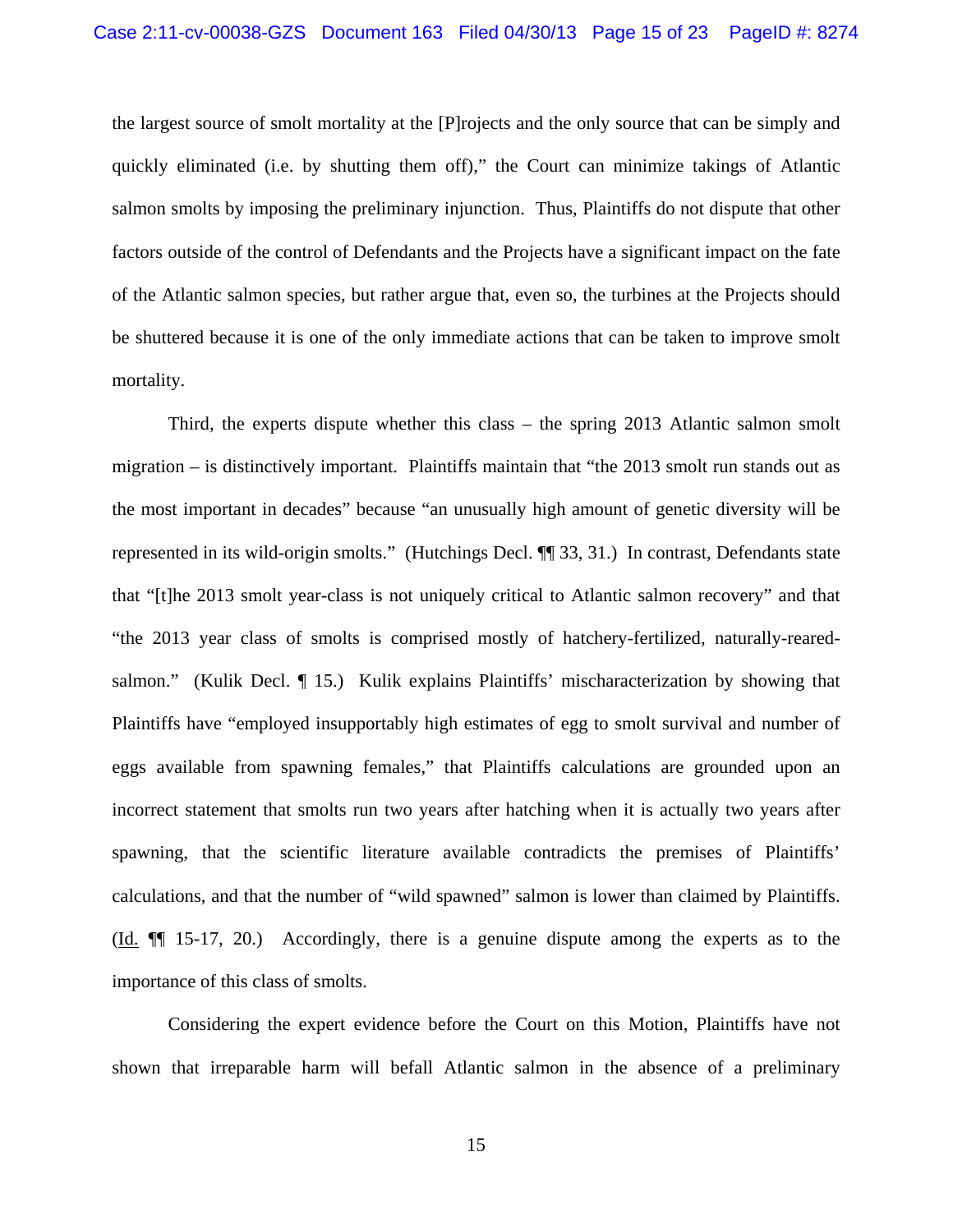the largest source of smolt mortality at the [P]rojects and the only source that can be simply and quickly eliminated (i.e. by shutting them off)," the Court can minimize takings of Atlantic salmon smolts by imposing the preliminary injunction. Thus, Plaintiffs do not dispute that other factors outside of the control of Defendants and the Projects have a significant impact on the fate of the Atlantic salmon species, but rather argue that, even so, the turbines at the Projects should be shuttered because it is one of the only immediate actions that can be taken to improve smolt mortality.

Third, the experts dispute whether this class – the spring 2013 Atlantic salmon smolt migration – is distinctively important. Plaintiffs maintain that "the 2013 smolt run stands out as the most important in decades" because "an unusually high amount of genetic diversity will be represented in its wild-origin smolts." (Hutchings Decl. ¶¶ 33, 31.) In contrast, Defendants state that "[t]he 2013 smolt year-class is not uniquely critical to Atlantic salmon recovery" and that "the 2013 year class of smolts is comprised mostly of hatchery-fertilized, naturally-reared-salmon." (Kulik Decl. ¶ 15.) Kulik explains Plaintiffs' mischaracterization by showing that Plaintiffs have "employed insupportably high estimates of egg to smolt survival and number of eggs available from spawning females," that Plaintiffs calculations are grounded upon an incorrect statement that smolts run two years after hatching when it is actually two years after spawning, that the scientific literature available contradicts the premises of Plaintiffs' calculations, and that the number of "wild spawned" salmon is lower than claimed by Plaintiffs. (Id. ¶¶ 15-17, 20.) Accordingly, there is a genuine dispute among the experts as to the importance of this class of smolts.

Considering the expert evidence before the Court on this Motion, Plaintiffs have not shown that irreparable harm will befall Atlantic salmon in the absence of a preliminary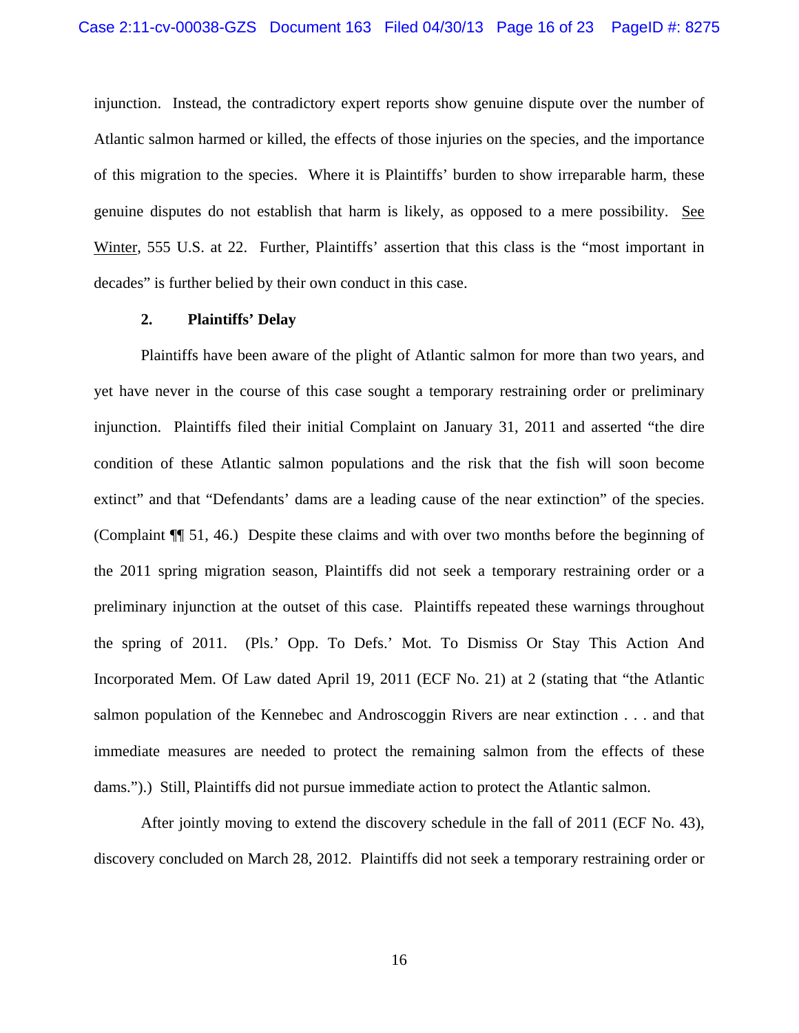injunction. Instead, the contradictory expert reports show genuine dispute over the number of Atlantic salmon harmed or killed, the effects of those injuries on the species, and the importance of this migration to the species. Where it is Plaintiffs' burden to show irreparable harm, these genuine disputes do not establish that harm is likely, as opposed to a mere possibility. See Winter, 555 U.S. at 22. Further, Plaintiffs' assertion that this class is the "most important in decades" is further belied by their own conduct in this case.

**2. Plaintiffs' Delay**

Plaintiffs have been aware of the plight of Atlantic salmon for more than two years, and yet have never in the course of this case sought a temporary restraining order or preliminary injunction. Plaintiffs filed their initial Complaint on January 31, 2011 and asserted "the dire condition of these Atlantic salmon populations and the risk that the fish will soon become extinct" and that "Defendants' dams are a leading cause of the near extinction" of the species. (Complaint ¶¶ 51, 46.) Despite these claims and with over two months before the beginning of the 2011 spring migration season, Plaintiffs did not seek a temporary restraining order or a preliminary injunction at the outset of this case. Plaintiffs repeated these warnings throughout the spring of 2011. (Pls.' Opp. To Defs.' Mot. To Dismiss Or Stay This Action And Incorporated Mem. Of Law dated April 19, 2011 (ECF No. 21) at 2 (stating that "the Atlantic salmon population of the Kennebec and Androscoggin Rivers are near extinction . . . and that immediate measures are needed to protect the remaining salmon from the effects of these dams.").) Still, Plaintiffs did not pursue immediate action to protect the Atlantic salmon.

After jointly moving to extend the discovery schedule in the fall of 2011 (ECF No. 43), discovery concluded on March 28, 2012. Plaintiffs did not seek a temporary restraining order or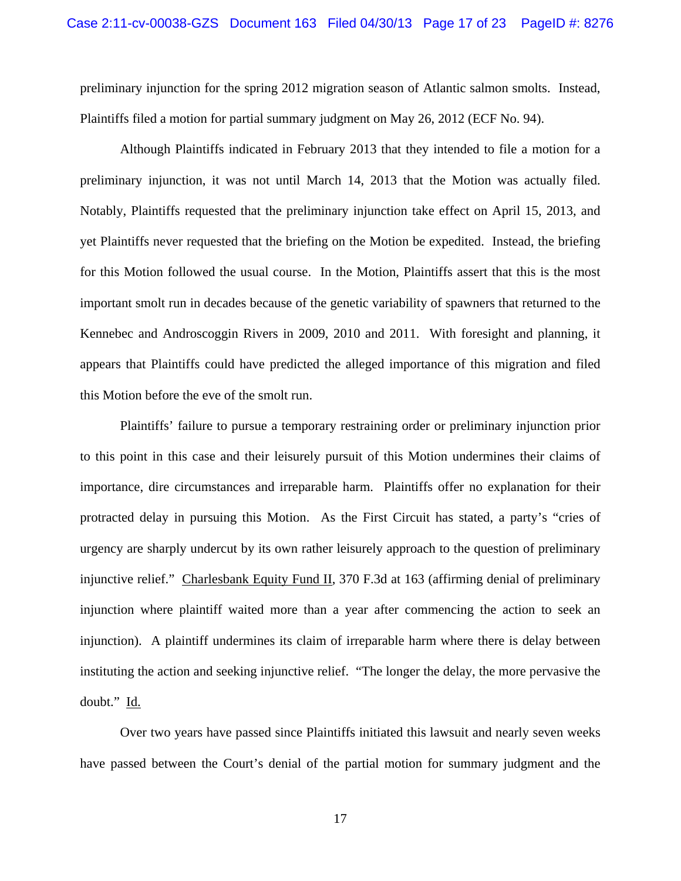preliminary injunction for the spring 2012 migration season of Atlantic salmon smolts. Instead, Plaintiffs filed a motion for partial summary judgment on May 26, 2012 (ECF No. 94).

Although Plaintiffs indicated in February 2013 that they intended to file a motion for a preliminary injunction, it was not until March 14, 2013 that the Motion was actually filed. Notably, Plaintiffs requested that the preliminary injunction take effect on April 15, 2013, and yet Plaintiffs never requested that the briefing on the Motion be expedited. Instead, the briefing for this Motion followed the usual course. In the Motion, Plaintiffs assert that this is the most important smolt run in decades because of the genetic variability of spawners that returned to the Kennebec and Androscoggin Rivers in 2009, 2010 and 2011. With foresight and planning, it appears that Plaintiffs could have predicted the alleged importance of this migration and filed this Motion before the eve of the smolt run.

Plaintiffs' failure to pursue a temporary restraining order or preliminary injunction prior to this point in this case and their leisurely pursuit of this Motion undermines their claims of importance, dire circumstances and irreparable harm. Plaintiffs offer no explanation for their protracted delay in pursuing this Motion. As the First Circuit has stated, a party's "cries of urgency are sharply undercut by its own rather leisurely approach to the question of preliminary injunctive relief." Charlesbank Equity Fund II, 370 F.3d at 163 (affirming denial of preliminary injunction where plaintiff waited more than a year after commencing the action to seek an injunction). A plaintiff undermines its claim of irreparable harm where there is delay between instituting the action and seeking injunctive relief. "The longer the delay, the more pervasive the doubt." Id.

Over two years have passed since Plaintiffs initiated this lawsuit and nearly seven weeks have passed between the Court's denial of the partial motion for summary judgment and the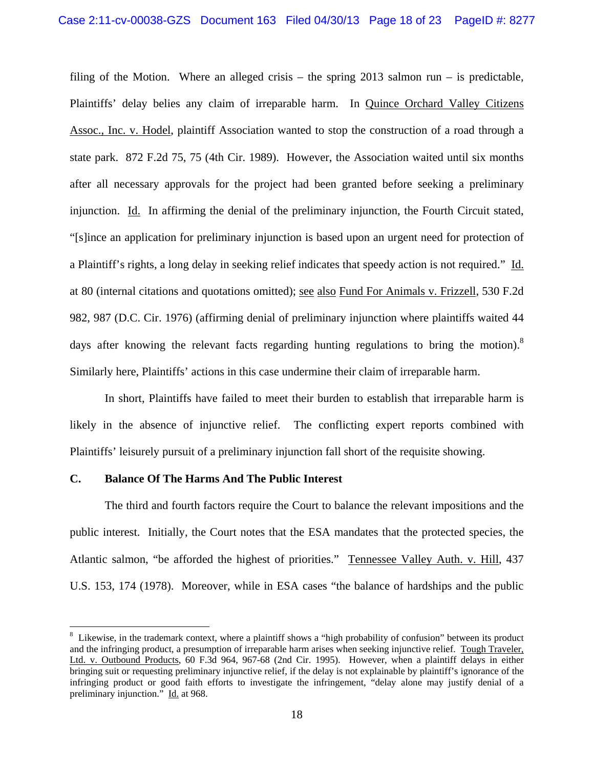filing of the Motion. Where an alleged crisis – the spring 2013 salmon run – is predictable, Plaintiffs' delay belies any claim of irreparable harm. In Quince Orchard Valley Citizens Assoc., Inc. v. Hodel, plaintiff Association wanted to stop the construction of a road through a state park. 872 F.2d 75, 75 (4th Cir. 1989). However, the Association waited until six months after all necessary approvals for the project had been granted before seeking a preliminary injunction. Id. In affirming the denial of the preliminary injunction, the Fourth Circuit stated, "[s]ince an application for preliminary injunction is based upon an urgent need for protection of a Plaintiff's rights, a long delay in seeking relief indicates that speedy action is not required." Id. at 80 (internal citations and quotations omitted); see also Fund For Animals v. Frizzell, 530 F.2d 982, 987 (D.C. Cir. 1976) (affirming denial of preliminary injunction where plaintiffs waited 44 days after knowing the relevant facts regarding hunting regulations to bring the motion).[8] Similarly here, Plaintiffs' actions in this case undermine their claim of irreparable harm.

In short, Plaintiffs have failed to meet their burden to establish that irreparable harm is likely in the absence of injunctive relief. The conflicting expert reports combined with Plaintiffs' leisurely pursuit of a preliminary injunction fall short of the requisite showing.

**C. Balance Of The Harms And The Public Interest**

The third and fourth factors require the Court to balance the relevant impositions and the public interest. Initially, the Court notes that the ESA mandates that the protected species, the Atlantic salmon, "be afforded the highest of priorities." Tennessee Valley Auth. v. Hill, 437 U.S. 153, 174 (1978). Moreover, while in ESA cases "the balance of hardships and the public

---

[8] Likewise, in the trademark context, where a plaintiff shows a "high probability of confusion" between its product and the infringing product, a presumption of irreparable harm arises when seeking injunctive relief. Tough Traveler, Ltd. v. Outbound Products, 60 F.3d 964, 967-68 (2nd Cir. 1995). However, when a plaintiff delays in either bringing suit or requesting preliminary injunctive relief, if the delay is not explainable by plaintiff's ignorance of the infringing product or good faith efforts to investigate the infringement, "delay alone may justify denial of a preliminary injunction." Id. at 968.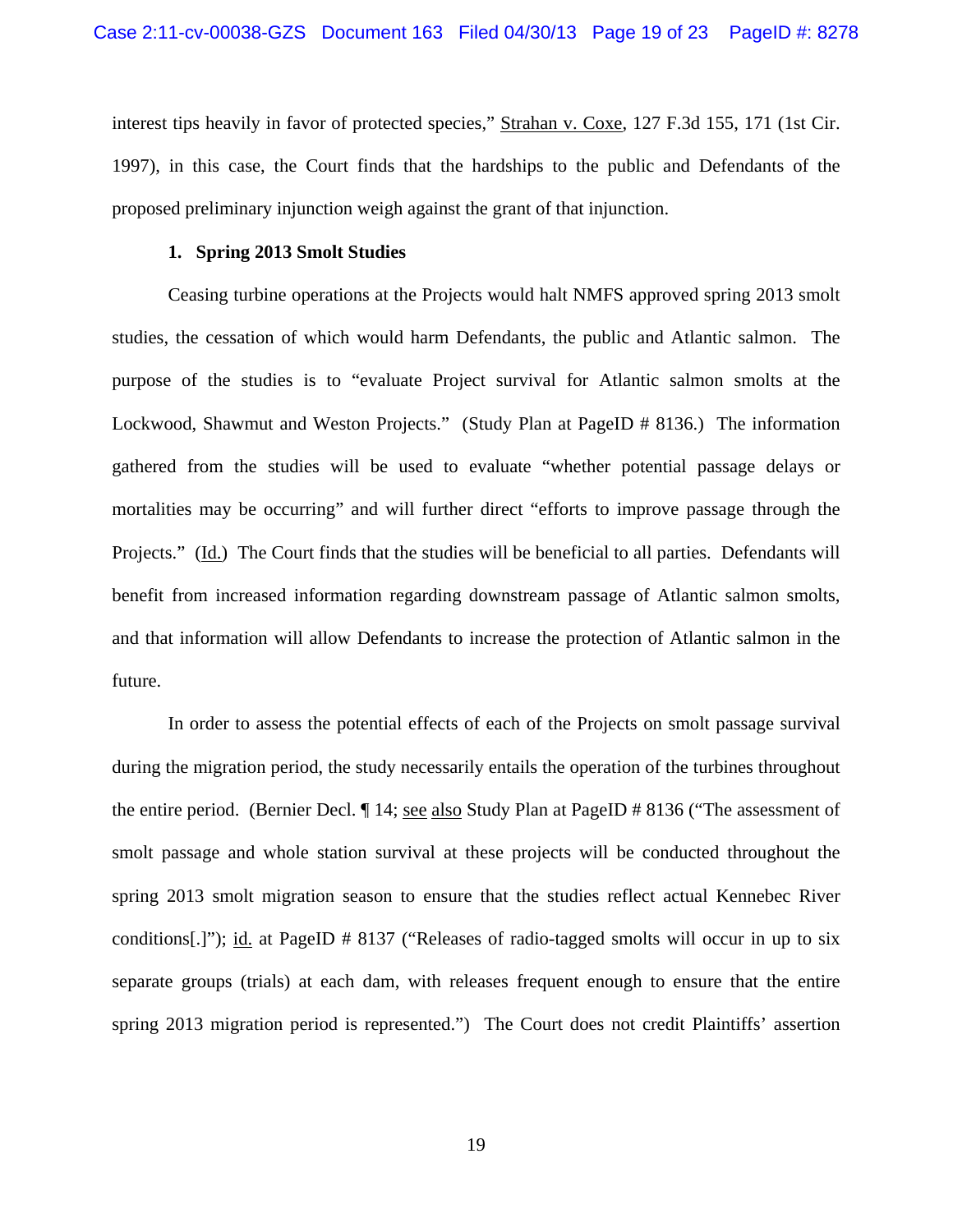interest tips heavily in favor of protected species," Strahan v. Coxe, 127 F.3d 155, 171 (1st Cir. 1997), in this case, the Court finds that the hardships to the public and Defendants of the proposed preliminary injunction weigh against the grant of that injunction.

**1. Spring 2013 Smolt Studies**

Ceasing turbine operations at the Projects would halt NMFS approved spring 2013 smolt studies, the cessation of which would harm Defendants, the public and Atlantic salmon. The purpose of the studies is to "evaluate Project survival for Atlantic salmon smolts at the Lockwood, Shawmut and Weston Projects." (Study Plan at PageID # 8136.) The information gathered from the studies will be used to evaluate "whether potential passage delays or mortalities may be occurring" and will further direct "efforts to improve passage through the Projects." (Id.) The Court finds that the studies will be beneficial to all parties. Defendants will benefit from increased information regarding downstream passage of Atlantic salmon smolts, and that information will allow Defendants to increase the protection of Atlantic salmon in the future.

In order to assess the potential effects of each of the Projects on smolt passage survival during the migration period, the study necessarily entails the operation of the turbines throughout the entire period. (Bernier Decl. ¶ 14; see also Study Plan at PageID # 8136 ("The assessment of smolt passage and whole station survival at these projects will be conducted throughout the spring 2013 smolt migration season to ensure that the studies reflect actual Kennebec River conditions[.]"); id. at PageID # 8137 ("Releases of radio-tagged smolts will occur in up to six separate groups (trials) at each dam, with releases frequent enough to ensure that the entire spring 2013 migration period is represented.") The Court does not credit Plaintiffs' assertion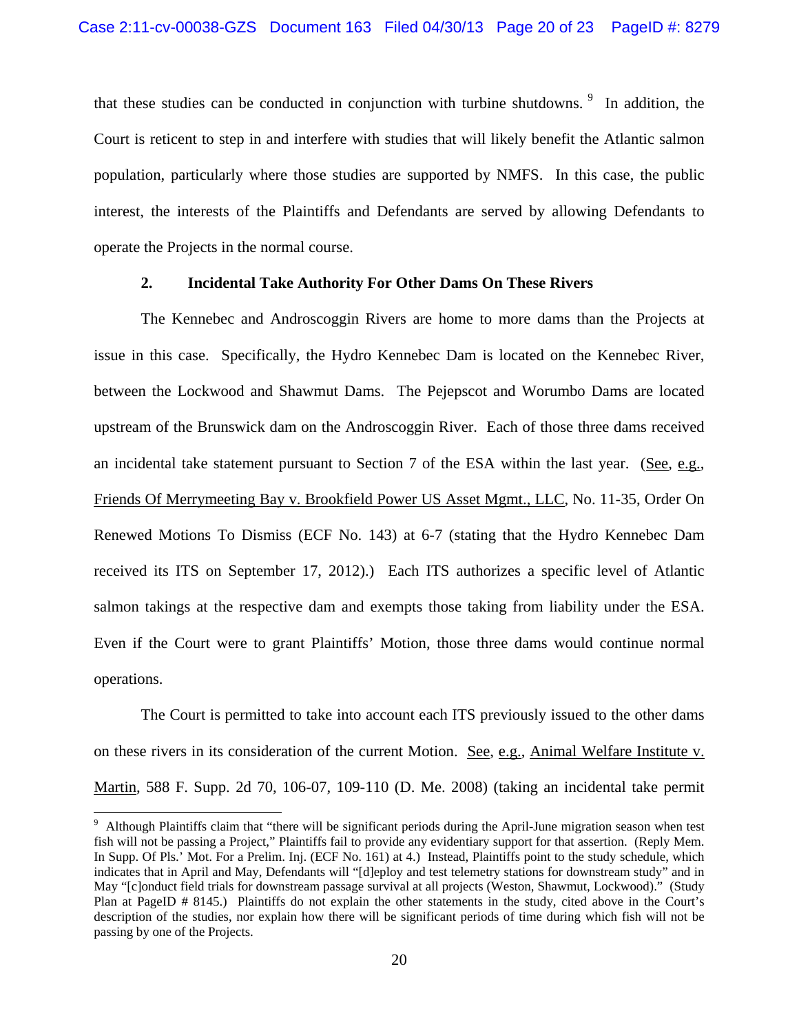that these studies can be conducted in conjunction with turbine shutdowns.[9] In addition, the Court is reticent to step in and interfere with studies that will likely benefit the Atlantic salmon population, particularly where those studies are supported by NMFS. In this case, the public interest, the interests of the Plaintiffs and Defendants are served by allowing Defendants to operate the Projects in the normal course.

### 2. Incidental Take Authority For Other Dams On These Rivers

The Kennebec and Androscoggin Rivers are home to more dams than the Projects at issue in this case. Specifically, the Hydro Kennebec Dam is located on the Kennebec River, between the Lockwood and Shawmut Dams. The Pejepscot and Worumbo Dams are located upstream of the Brunswick dam on the Androscoggin River. Each of those three dams received an incidental take statement pursuant to Section 7 of the ESA within the last year. (See, e.g., Friends Of Merrymeeting Bay v. Brookfield Power US Asset Mgmt., LLC, No. 11-35, Order On Renewed Motions To Dismiss (ECF No. 143) at 6-7 (stating that the Hydro Kennebec Dam received its ITS on September 17, 2012).) Each ITS authorizes a specific level of Atlantic salmon takings at the respective dam and exempts those taking from liability under the ESA. Even if the Court were to grant Plaintiffs' Motion, those three dams would continue normal operations.

The Court is permitted to take into account each ITS previously issued to the other dams on these rivers in its consideration of the current Motion. See, e.g., Animal Welfare Institute v. Martin, 588 F. Supp. 2d 70, 106-07, 109-110 (D. Me. 2008) (taking an incidental take permit

---

[9] Although Plaintiffs claim that "there will be significant periods during the April-June migration season when test fish will not be passing a Project," Plaintiffs fail to provide any evidentiary support for that assertion. (Reply Mem. In Supp. Of Pls.' Mot. For a Prelim. Inj. (ECF No. 161) at 4.) Instead, Plaintiffs point to the study schedule, which indicates that in April and May, Defendants will "[d]eploy and test telemetry stations for downstream study" and in May "[c]onduct field trials for downstream passage survival at all projects (Weston, Shawmut, Lockwood)." (Study Plan at PageID # 8145.) Plaintiffs do not explain the other statements in the study, cited above in the Court's description of the studies, nor explain how there will be significant periods of time during which fish will not be passing by one of the Projects.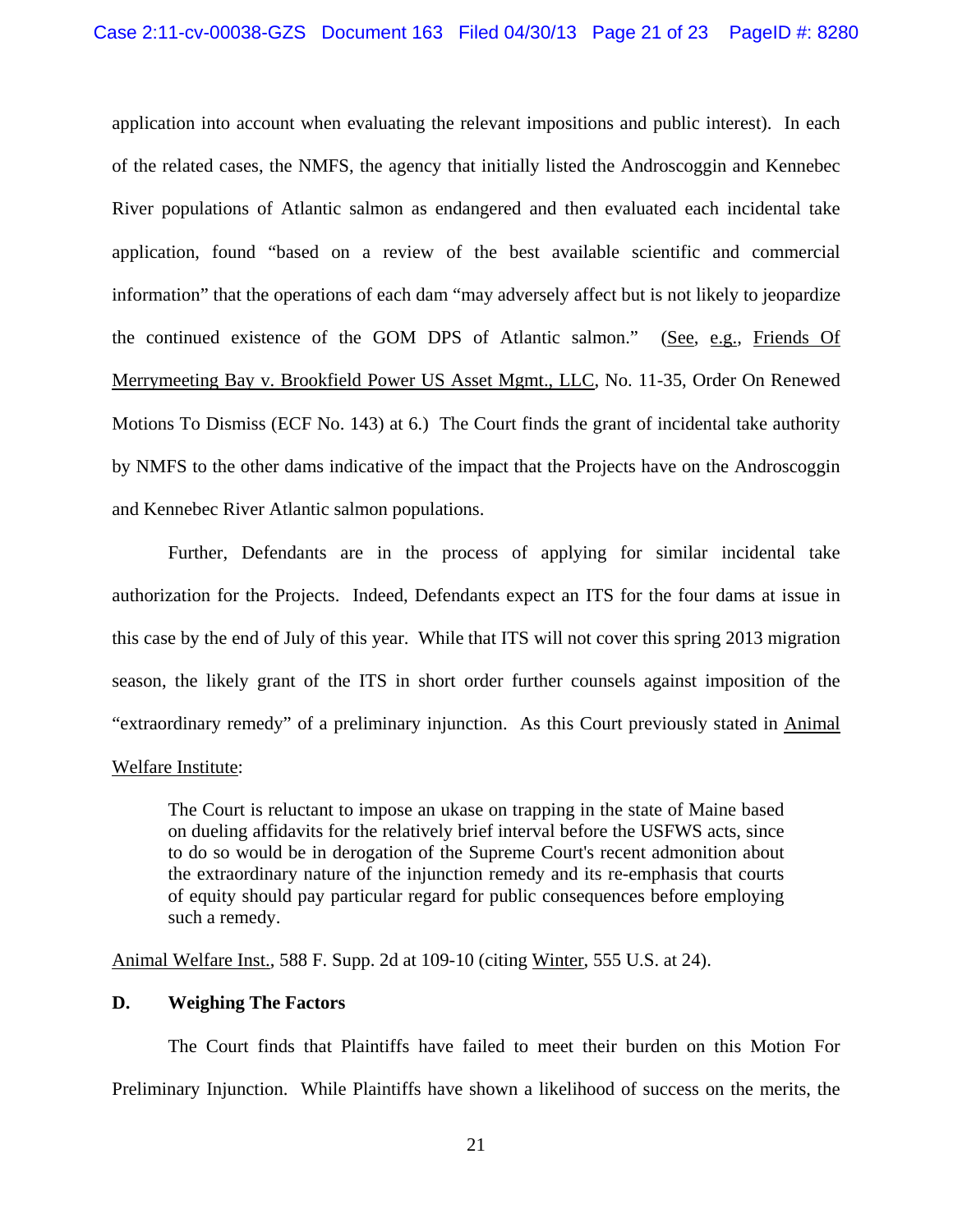application into account when evaluating the relevant impositions and public interest). In each of the related cases, the NMFS, the agency that initially listed the Androscoggin and Kennebec River populations of Atlantic salmon as endangered and then evaluated each incidental take application, found "based on a review of the best available scientific and commercial information" that the operations of each dam "may adversely affect but is not likely to jeopardize the continued existence of the GOM DPS of Atlantic salmon." (See, e.g., Friends Of Merrymeeting Bay v. Brookfield Power US Asset Mgmt., LLC, No. 11-35, Order On Renewed Motions To Dismiss (ECF No. 143) at 6.) The Court finds the grant of incidental take authority by NMFS to the other dams indicative of the impact that the Projects have on the Androscoggin and Kennebec River Atlantic salmon populations.

Further, Defendants are in the process of applying for similar incidental take authorization for the Projects. Indeed, Defendants expect an ITS for the four dams at issue in this case by the end of July of this year. While that ITS will not cover this spring 2013 migration season, the likely grant of the ITS in short order further counsels against imposition of the "extraordinary remedy" of a preliminary injunction. As this Court previously stated in Animal Welfare Institute:

> The Court is reluctant to impose an ukase on trapping in the state of Maine based on dueling affidavits for the relatively brief interval before the USFWS acts, since to do so would be in derogation of the Supreme Court's recent admonition about the extraordinary nature of the injunction remedy and its re-emphasis that courts of equity should pay particular regard for public consequences before employing such a remedy.

Animal Welfare Inst., 588 F. Supp. 2d at 109-10 (citing Winter, 555 U.S. at 24).

**D. Weighing The Factors**

The Court finds that Plaintiffs have failed to meet their burden on this Motion For Preliminary Injunction. While Plaintiffs have shown a likelihood of success on the merits, the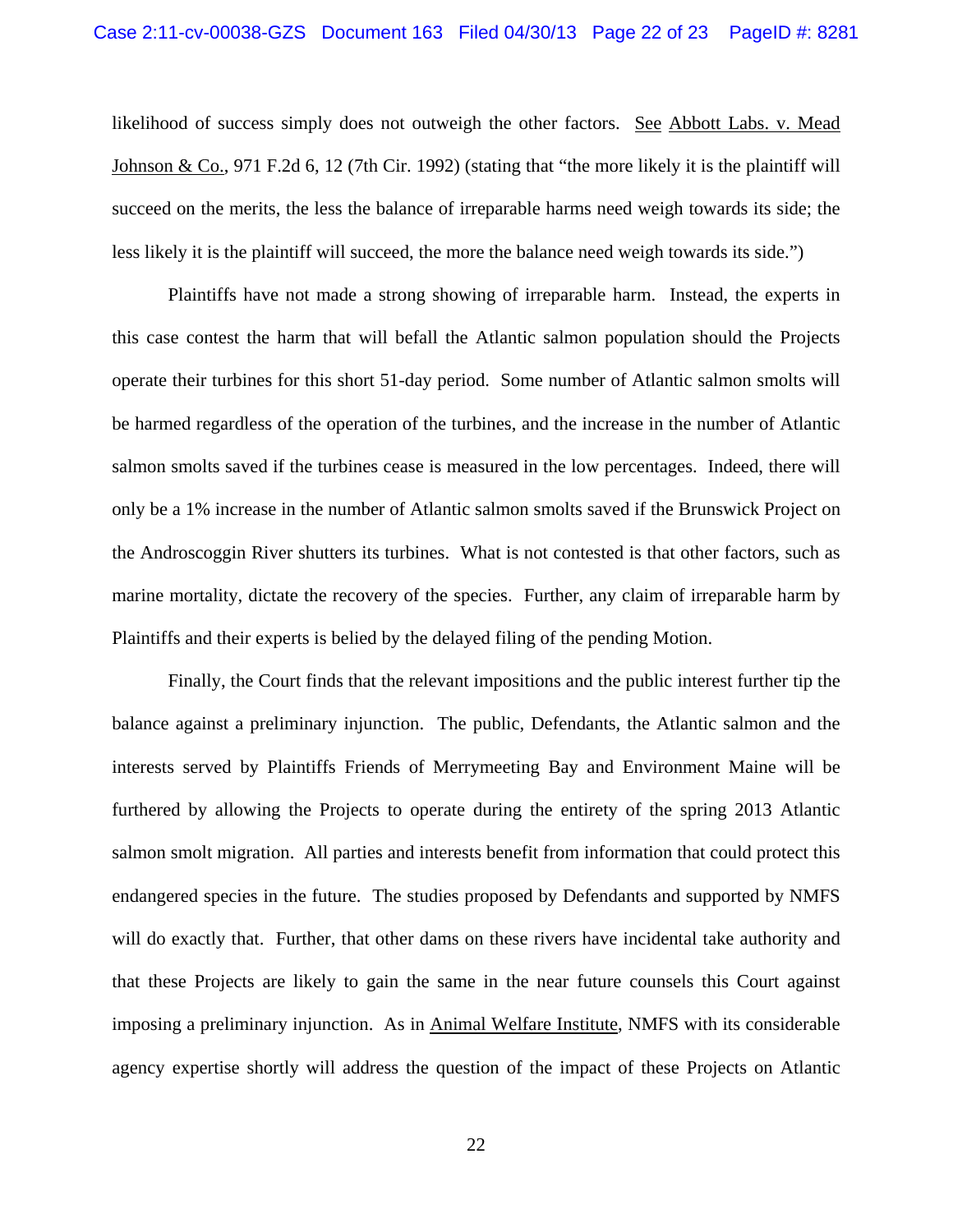likelihood of success simply does not outweigh the other factors. See Abbott Labs. v. Mead Johnson & Co., 971 F.2d 6, 12 (7th Cir. 1992) (stating that "the more likely it is the plaintiff will succeed on the merits, the less the balance of irreparable harms need weigh towards its side; the less likely it is the plaintiff will succeed, the more the balance need weigh towards its side.")

Plaintiffs have not made a strong showing of irreparable harm. Instead, the experts in this case contest the harm that will befall the Atlantic salmon population should the Projects operate their turbines for this short 51-day period. Some number of Atlantic salmon smolts will be harmed regardless of the operation of the turbines, and the increase in the number of Atlantic salmon smolts saved if the turbines cease is measured in the low percentages. Indeed, there will only be a 1% increase in the number of Atlantic salmon smolts saved if the Brunswick Project on the Androscoggin River shutters its turbines. What is not contested is that other factors, such as marine mortality, dictate the recovery of the species. Further, any claim of irreparable harm by Plaintiffs and their experts is belied by the delayed filing of the pending Motion.

Finally, the Court finds that the relevant impositions and the public interest further tip the balance against a preliminary injunction. The public, Defendants, the Atlantic salmon and the interests served by Plaintiffs Friends of Merrymeeting Bay and Environment Maine will be furthered by allowing the Projects to operate during the entirety of the spring 2013 Atlantic salmon smolt migration. All parties and interests benefit from information that could protect this endangered species in the future. The studies proposed by Defendants and supported by NMFS will do exactly that. Further, that other dams on these rivers have incidental take authority and that these Projects are likely to gain the same in the near future counsels this Court against imposing a preliminary injunction. As in Animal Welfare Institute, NMFS with its considerable agency expertise shortly will address the question of the impact of these Projects on Atlantic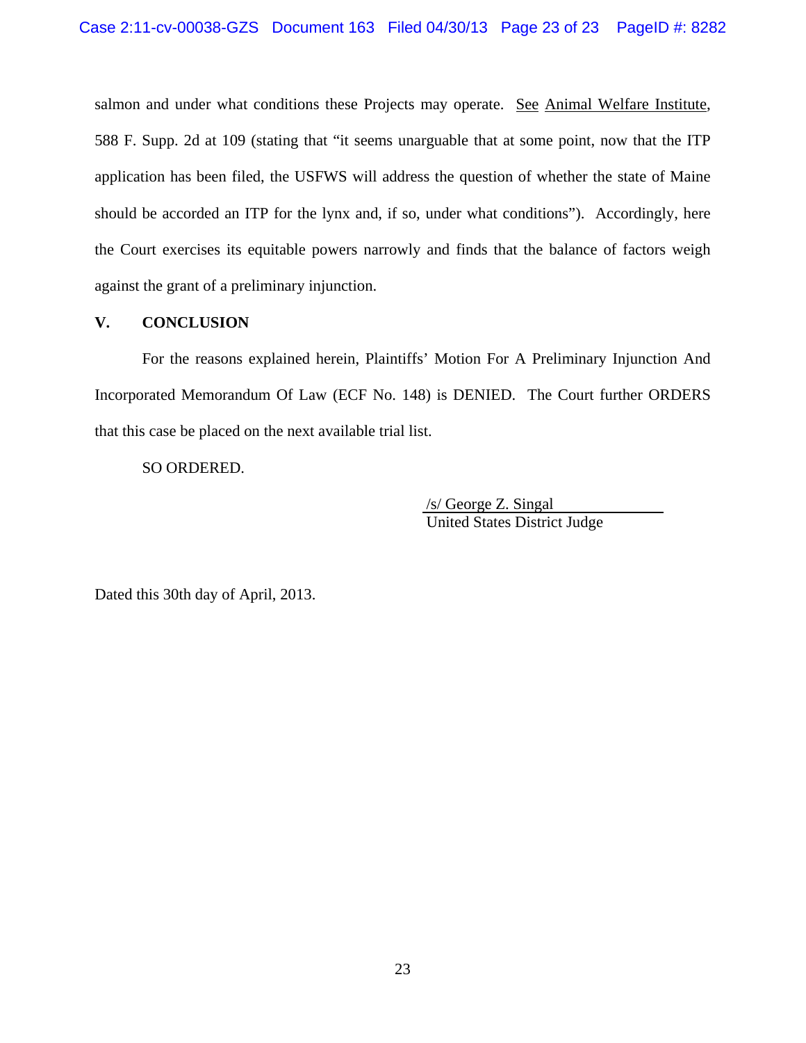salmon and under what conditions these Projects may operate. See Animal Welfare Institute, 588 F. Supp. 2d at 109 (stating that "it seems unarguable that at some point, now that the ITP application has been filed, the USFWS will address the question of whether the state of Maine should be accorded an ITP for the lynx and, if so, under what conditions"). Accordingly, here the Court exercises its equitable powers narrowly and finds that the balance of factors weigh against the grant of a preliminary injunction.

## V. CONCLUSION

For the reasons explained herein, Plaintiffs' Motion For A Preliminary Injunction And Incorporated Memorandum Of Law (ECF No. 148) is DENIED. The Court further ORDERS that this case be placed on the next available trial list.

SO ORDERED.

/s/ George Z. Singal
United States District Judge

Dated this 30th day of April, 2013.